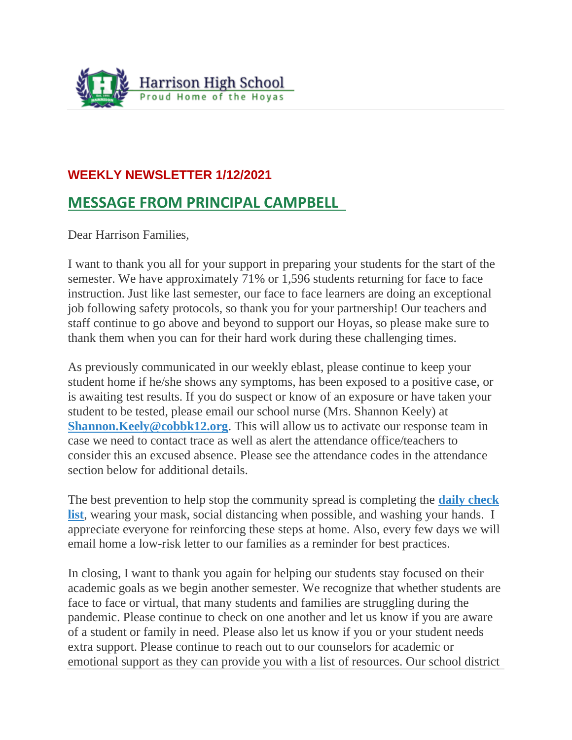Harrison High School
Proud Home of the Hoyas

## WEEKLY NEWSLETTER 1/12/2021

## MESSAGE FROM PRINCIPAL CAMPBELL

Dear Harrison Families,

I want to thank you all for your support in preparing your students for the start of the semester. We have approximately 71% or 1,596 students returning for face to face instruction. Just like last semester, our face to face learners are doing an exceptional job following safety protocols, so thank you for your partnership! Our teachers and staff continue to go above and beyond to support our Hoyas, so please make sure to thank them when you can for their hard work during these challenging times.

As previously communicated in our weekly eblast, please continue to keep your student home if he/she shows any symptoms, has been exposed to a positive case, or is awaiting test results. If you do suspect or know of an exposure or have taken your student to be tested, please email our school nurse (Mrs. Shannon Keely) at **Shannon.Keely@cobbk12.org**. This will allow us to activate our response team in case we need to contact trace as well as alert the attendance office/teachers to consider this an excused absence. Please see the attendance codes in the attendance section below for additional details.

The best prevention to help stop the community spread is completing the **daily check list**, wearing your mask, social distancing when possible, and washing your hands. I appreciate everyone for reinforcing these steps at home. Also, every few days we will email home a low-risk letter to our families as a reminder for best practices.

In closing, I want to thank you again for helping our students stay focused on their academic goals as we begin another semester. We recognize that whether students are face to face or virtual, that many students and families are struggling during the pandemic. Please continue to check on one another and let us know if you are aware of a student or family in need. Please also let us know if you or your student needs extra support. Please continue to reach out to our counselors for academic or emotional support as they can provide you with a list of resources. Our school district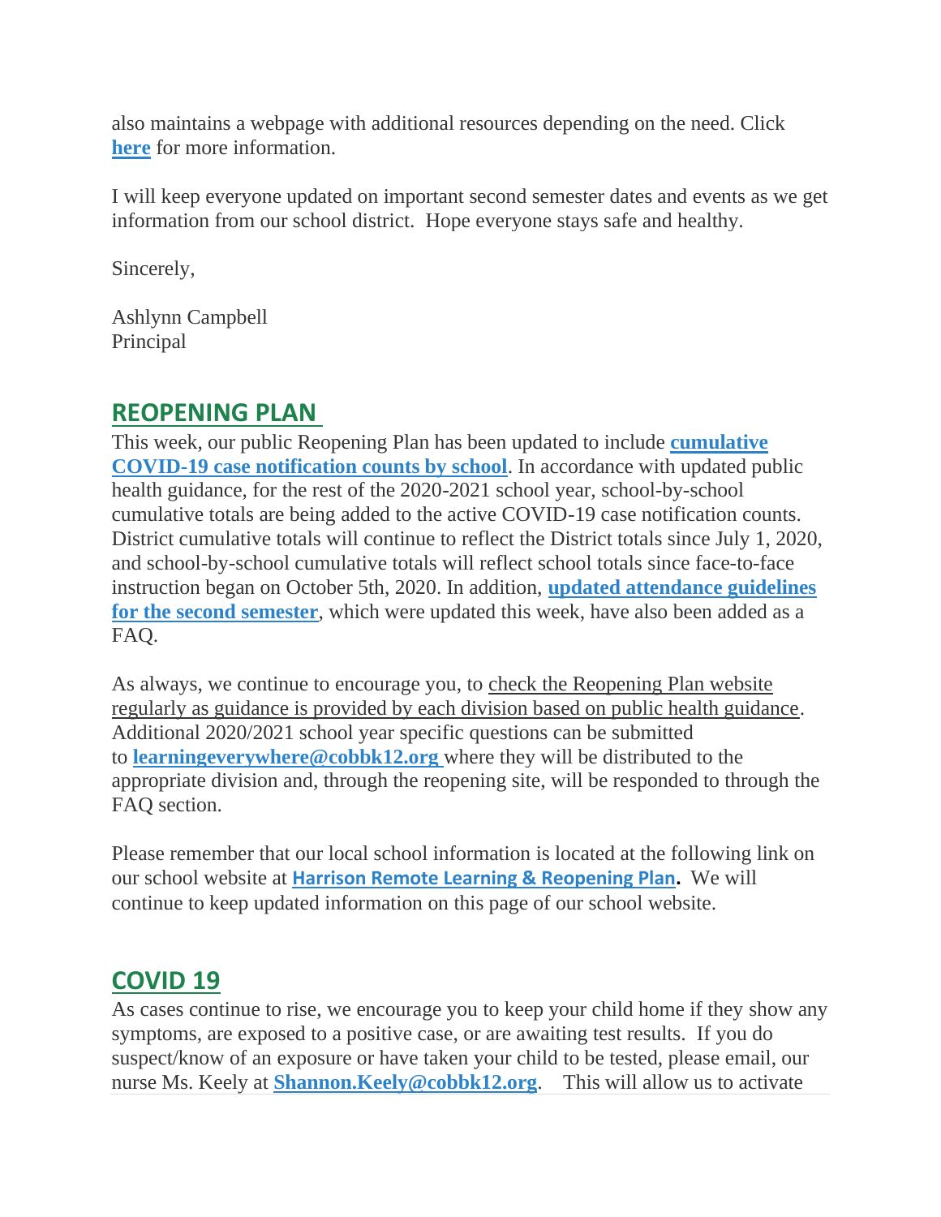also maintains a webpage with additional resources depending on the need. Click **here** for more information.

I will keep everyone updated on important second semester dates and events as we get information from our school district. Hope everyone stays safe and healthy.

Sincerely,

Ashlynn Campbell
Principal

## REOPENING PLAN

This week, our public Reopening Plan has been updated to include **cumulative COVID-19 case notification counts by school**. In accordance with updated public health guidance, for the rest of the 2020-2021 school year, school-by-school cumulative totals are being added to the active COVID-19 case notification counts. District cumulative totals will continue to reflect the District totals since July 1, 2020, and school-by-school cumulative totals will reflect school totals since face-to-face instruction began on October 5th, 2020. In addition, **updated attendance guidelines for the second semester**, which were updated this week, have also been added as a FAQ.

As always, we continue to encourage you, to check the Reopening Plan website regularly as guidance is provided by each division based on public health guidance. Additional 2020/2021 school year specific questions can be submitted to **learningeverywhere@cobbk12.org** where they will be distributed to the appropriate division and, through the reopening site, will be responded to through the FAQ section.

Please remember that our local school information is located at the following link on our school website at **Harrison Remote Learning & Reopening Plan**. We will continue to keep updated information on this page of our school website.

## COVID 19

As cases continue to rise, we encourage you to keep your child home if they show any symptoms, are exposed to a positive case, or are awaiting test results. If you do suspect/know of an exposure or have taken your child to be tested, please email, our nurse Ms. Keely at **Shannon.Keely@cobbk12.org**. This will allow us to activate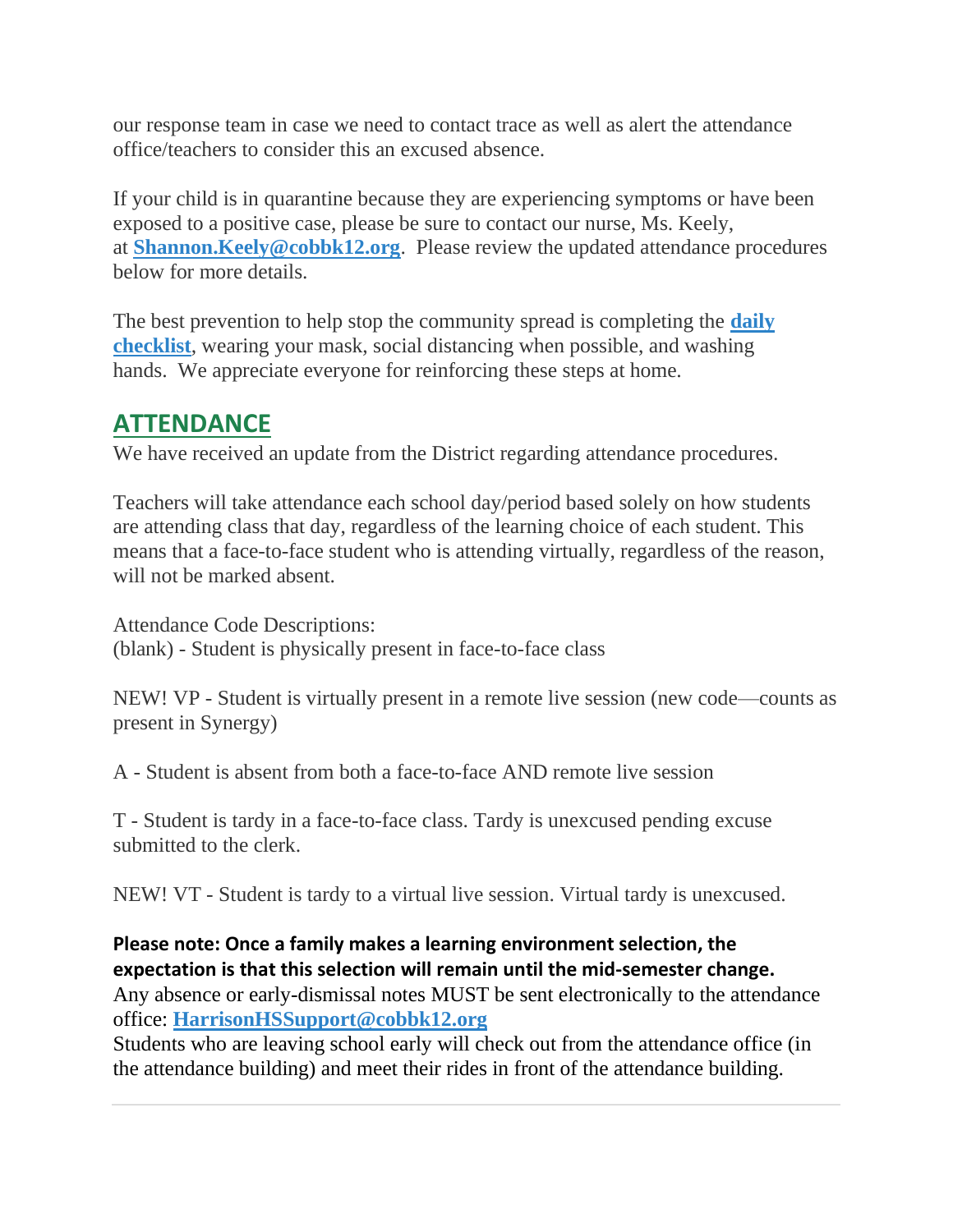our response team in case we need to contact trace as well as alert the attendance office/teachers to consider this an excused absence.

If your child is in quarantine because they are experiencing symptoms or have been exposed to a positive case, please be sure to contact our nurse, Ms. Keely, at **Shannon.Keely@cobbk12.org**. Please review the updated attendance procedures below for more details.

The best prevention to help stop the community spread is completing the **daily checklist**, wearing your mask, social distancing when possible, and washing hands. We appreciate everyone for reinforcing these steps at home.

## ATTENDANCE

We have received an update from the District regarding attendance procedures.

Teachers will take attendance each school day/period based solely on how students are attending class that day, regardless of the learning choice of each student. This means that a face-to-face student who is attending virtually, regardless of the reason, will not be marked absent.

Attendance Code Descriptions:
(blank) - Student is physically present in face-to-face class

NEW! VP - Student is virtually present in a remote live session (new code—counts as present in Synergy)

A - Student is absent from both a face-to-face AND remote live session

T - Student is tardy in a face-to-face class. Tardy is unexcused pending excuse submitted to the clerk.

NEW! VT - Student is tardy to a virtual live session. Virtual tardy is unexcused.

**Please note: Once a family makes a learning environment selection, the expectation is that this selection will remain until the mid-semester change.**
Any absence or early-dismissal notes MUST be sent electronically to the attendance office: **HarrisonHSSupport@cobbk12.org**
Students who are leaving school early will check out from the attendance office (in the attendance building) and meet their rides in front of the attendance building.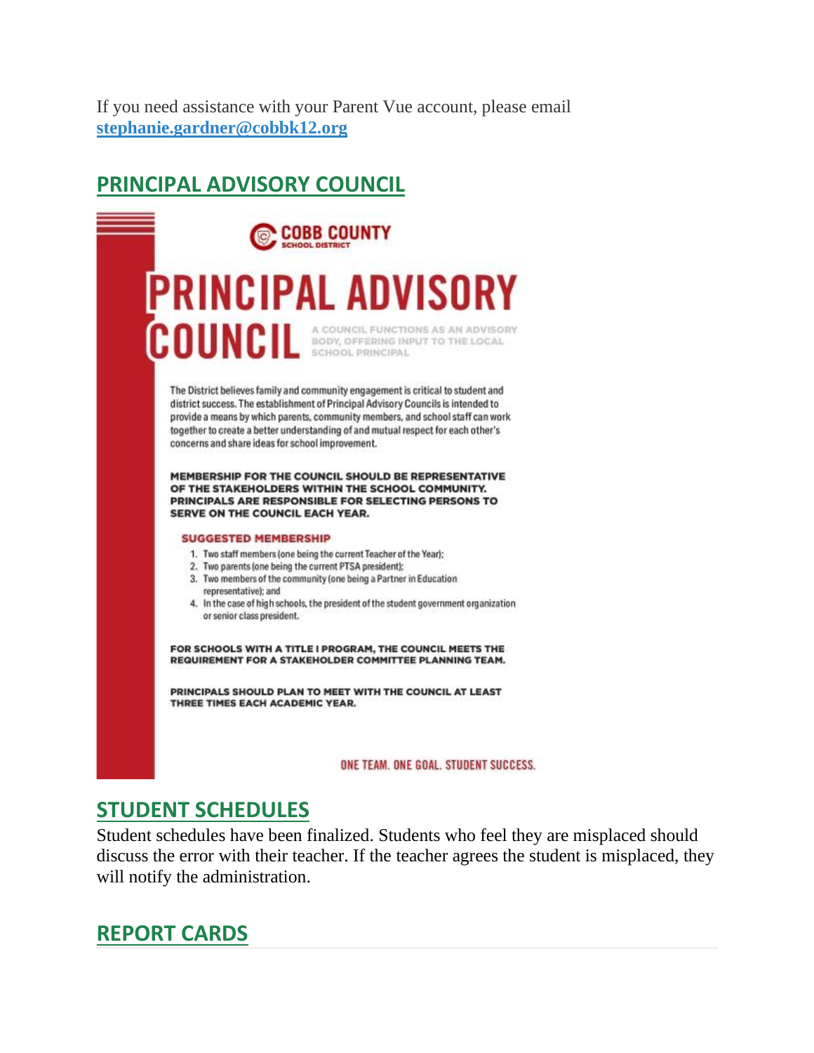If you need assistance with your Parent Vue account, please email **stephanie.gardner@cobbk12.org**

## PRINCIPAL ADVISORY COUNCIL

COBB COUNTY
SCHOOL DISTRICT

# PRINCIPAL ADVISORY COUNCIL

A COUNCIL FUNCTIONS AS AN ADVISORY BODY, OFFERING INPUT TO THE LOCAL SCHOOL PRINCIPAL

The District believes family and community engagement is critical to student and district success. The establishment of Principal Advisory Councils is intended to provide a means by which parents, community members, and school staff can work together to create a better understanding of and mutual respect for each other's concerns and share ideas for school improvement.

**MEMBERSHIP FOR THE COUNCIL SHOULD BE REPRESENTATIVE OF THE STAKEHOLDERS WITHIN THE SCHOOL COMMUNITY. PRINCIPALS ARE RESPONSIBLE FOR SELECTING PERSONS TO SERVE ON THE COUNCIL EACH YEAR.**

**SUGGESTED MEMBERSHIP**

1. Two staff members (one being the current Teacher of the Year);
2. Two parents (one being the current PTSA president);
3. Two members of the community (one being a Partner in Education representative); and
4. In the case of high schools, the president of the student government organization or senior class president.

**FOR SCHOOLS WITH A TITLE I PROGRAM, THE COUNCIL MEETS THE REQUIREMENT FOR A STAKEHOLDER COMMITTEE PLANNING TEAM.**

**PRINCIPALS SHOULD PLAN TO MEET WITH THE COUNCIL AT LEAST THREE TIMES EACH ACADEMIC YEAR.**

ONE TEAM. ONE GOAL. STUDENT SUCCESS.

## STUDENT SCHEDULES

Student schedules have been finalized. Students who feel they are misplaced should discuss the error with their teacher. If the teacher agrees the student is misplaced, they will notify the administration.

## REPORT CARDS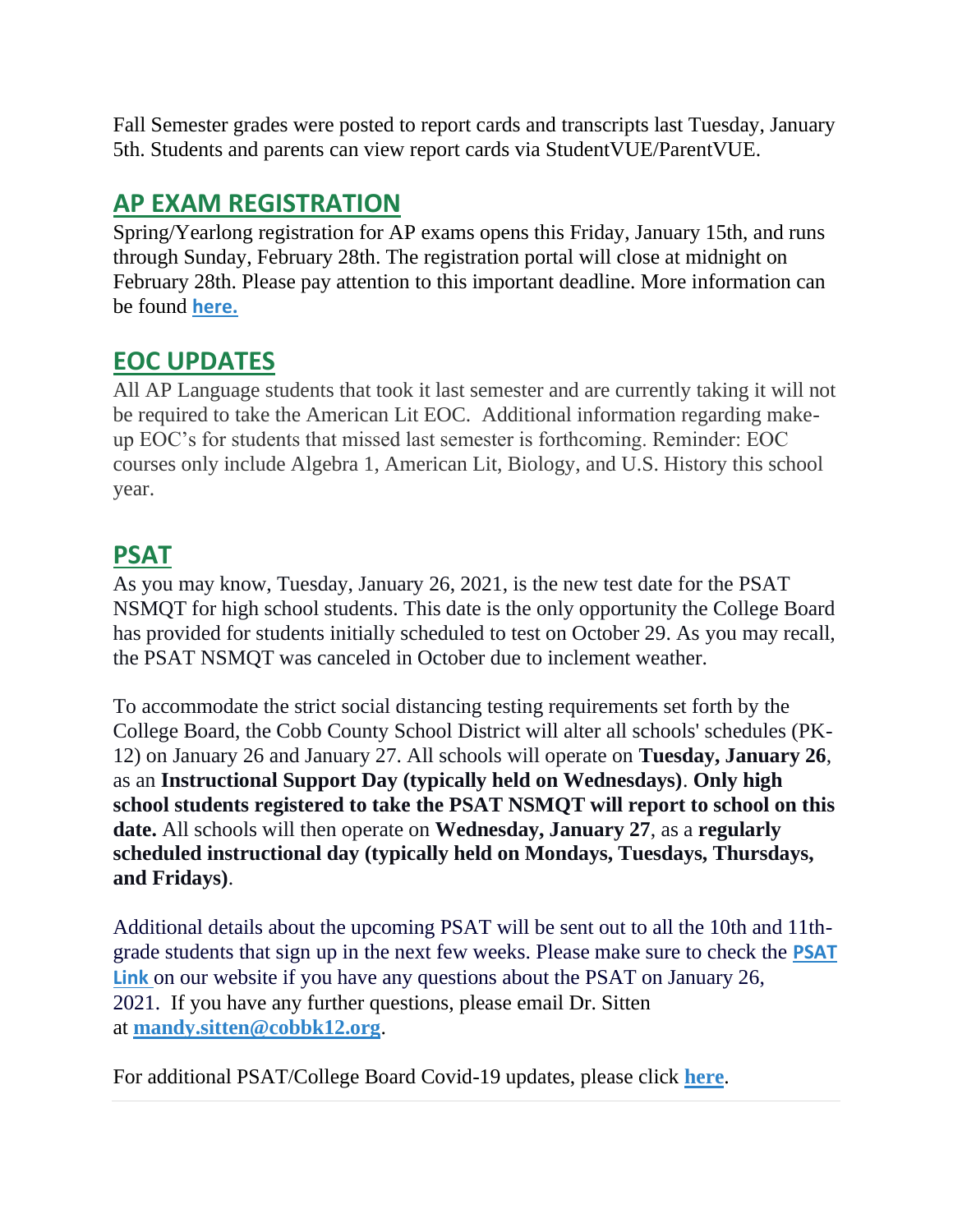Fall Semester grades were posted to report cards and transcripts last Tuesday, January 5th. Students and parents can view report cards via StudentVUE/ParentVUE.

## AP EXAM REGISTRATION

Spring/Yearlong registration for AP exams opens this Friday, January 15th, and runs through Sunday, February 28th. The registration portal will close at midnight on February 28th. Please pay attention to this important deadline. More information can be found **here.**

## EOC UPDATES

All AP Language students that took it last semester and are currently taking it will not be required to take the American Lit EOC. Additional information regarding make-up EOC's for students that missed last semester is forthcoming. Reminder: EOC courses only include Algebra 1, American Lit, Biology, and U.S. History this school year.

## PSAT

As you may know, Tuesday, January 26, 2021, is the new test date for the PSAT NSMQT for high school students. This date is the only opportunity the College Board has provided for students initially scheduled to test on October 29. As you may recall, the PSAT NSMQT was canceled in October due to inclement weather.

To accommodate the strict social distancing testing requirements set forth by the College Board, the Cobb County School District will alter all schools' schedules (PK-12) on January 26 and January 27. All schools will operate on **Tuesday, January 26**, as an **Instructional Support Day (typically held on Wednesdays)**. **Only high school students registered to take the PSAT NSMQT will report to school on this date.** All schools will then operate on **Wednesday, January 27**, as a **regularly scheduled instructional day (typically held on Mondays, Tuesdays, Thursdays, and Fridays)**.

Additional details about the upcoming PSAT will be sent out to all the 10th and 11th-grade students that sign up in the next few weeks. Please make sure to check the **PSAT Link** on our website if you have any questions about the PSAT on January 26, 2021. If you have any further questions, please email Dr. Sitten at **mandy.sitten@cobbk12.org**.

For additional PSAT/College Board Covid-19 updates, please click **here**.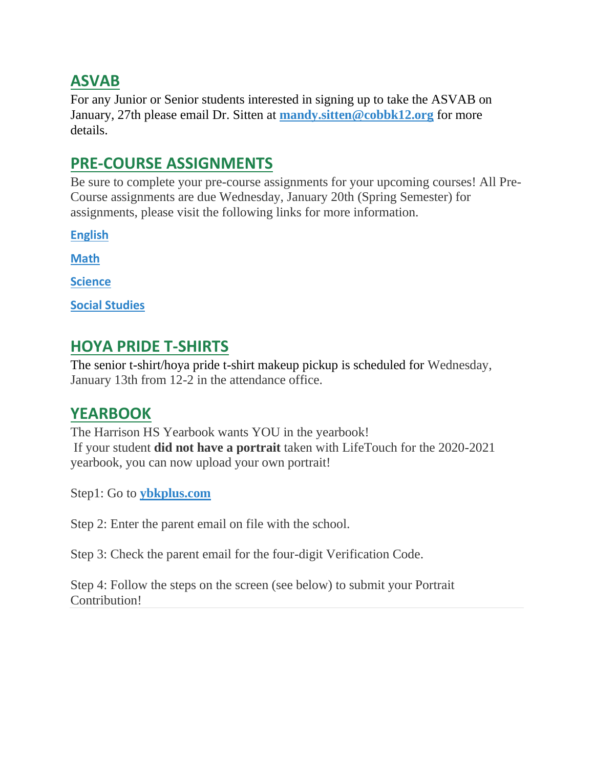## ASVAB

For any Junior or Senior students interested in signing up to take the ASVAB on January, 27th please email Dr. Sitten at **mandy.sitten@cobbk12.org** for more details.

## PRE-COURSE ASSIGNMENTS

Be sure to complete your pre-course assignments for your upcoming courses! All Pre-Course assignments are due Wednesday, January 20th (Spring Semester) for assignments, please visit the following links for more information.

**English**

**Math**

**Science**

**Social Studies**

## HOYA PRIDE T-SHIRTS

The senior t-shirt/hoya pride t-shirt makeup pickup is scheduled for Wednesday, January 13th from 12-2 in the attendance office.

## YEARBOOK

The Harrison HS Yearbook wants YOU in the yearbook!
If your student **did not have a portrait** taken with LifeTouch for the 2020-2021 yearbook, you can now upload your own portrait!

Step1: Go to **ybkplus.com**

Step 2: Enter the parent email on file with the school.

Step 3: Check the parent email for the four-digit Verification Code.

Step 4: Follow the steps on the screen (see below) to submit your Portrait Contribution!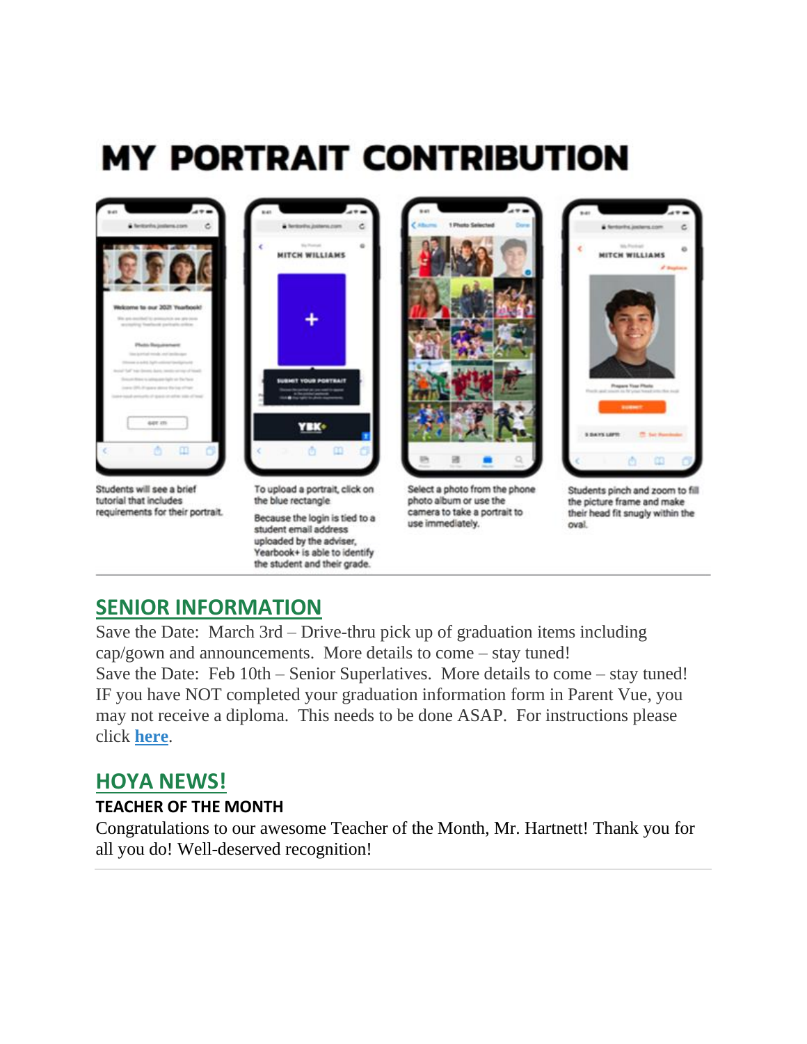# MY PORTRAIT CONTRIBUTION

Students will see a brief tutorial that includes requirements for their portrait.

To upload a portrait, click on the blue rectangle

Because the login is tied to a student email address uploaded by the adviser, Yearbook+ is able to identify the student and their grade.

Select a photo from the phone photo album or use the camera to take a portrait to use immediately.

Students pinch and zoom to fill the picture frame and make their head fit snugly within the oval.

## SENIOR INFORMATION

Save the Date: March 3rd – Drive-thru pick up of graduation items including cap/gown and announcements. More details to come – stay tuned!

Save the Date: Feb 10th – Senior Superlatives. More details to come – stay tuned!

IF you have NOT completed your graduation information form in Parent Vue, you may not receive a diploma. This needs to be done ASAP. For instructions please click **here**.

## HOYA NEWS!

### TEACHER OF THE MONTH

Congratulations to our awesome Teacher of the Month, Mr. Hartnett! Thank you for all you do! Well-deserved recognition!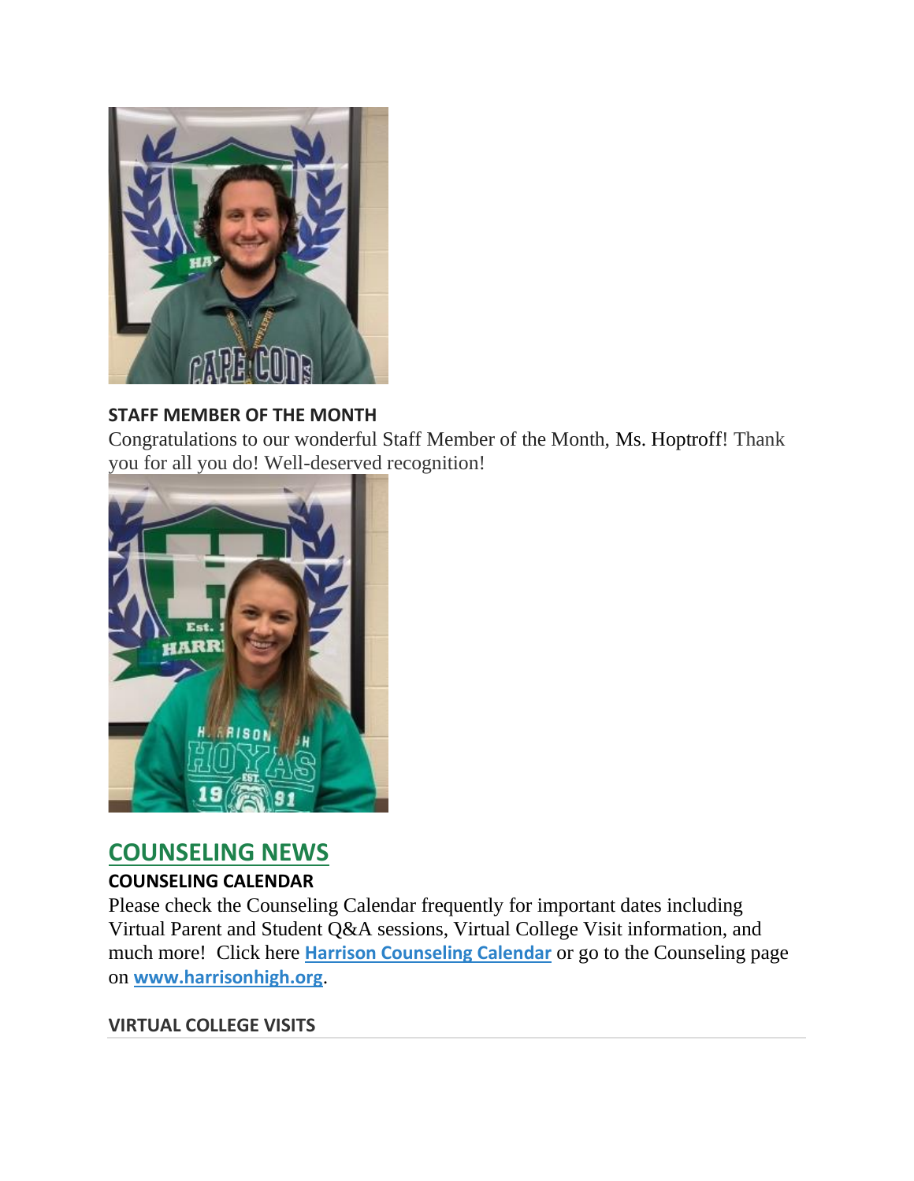### STAFF MEMBER OF THE MONTH

Congratulations to our wonderful Staff Member of the Month, Ms. Hoptroff! Thank you for all you do! Well-deserved recognition!

## COUNSELING NEWS

### COUNSELING CALENDAR

Please check the Counseling Calendar frequently for important dates including Virtual Parent and Student Q&A sessions, Virtual College Visit information, and much more! Click here **Harrison Counseling Calendar** or go to the Counseling page on **www.harrisonhigh.org**.

### VIRTUAL COLLEGE VISITS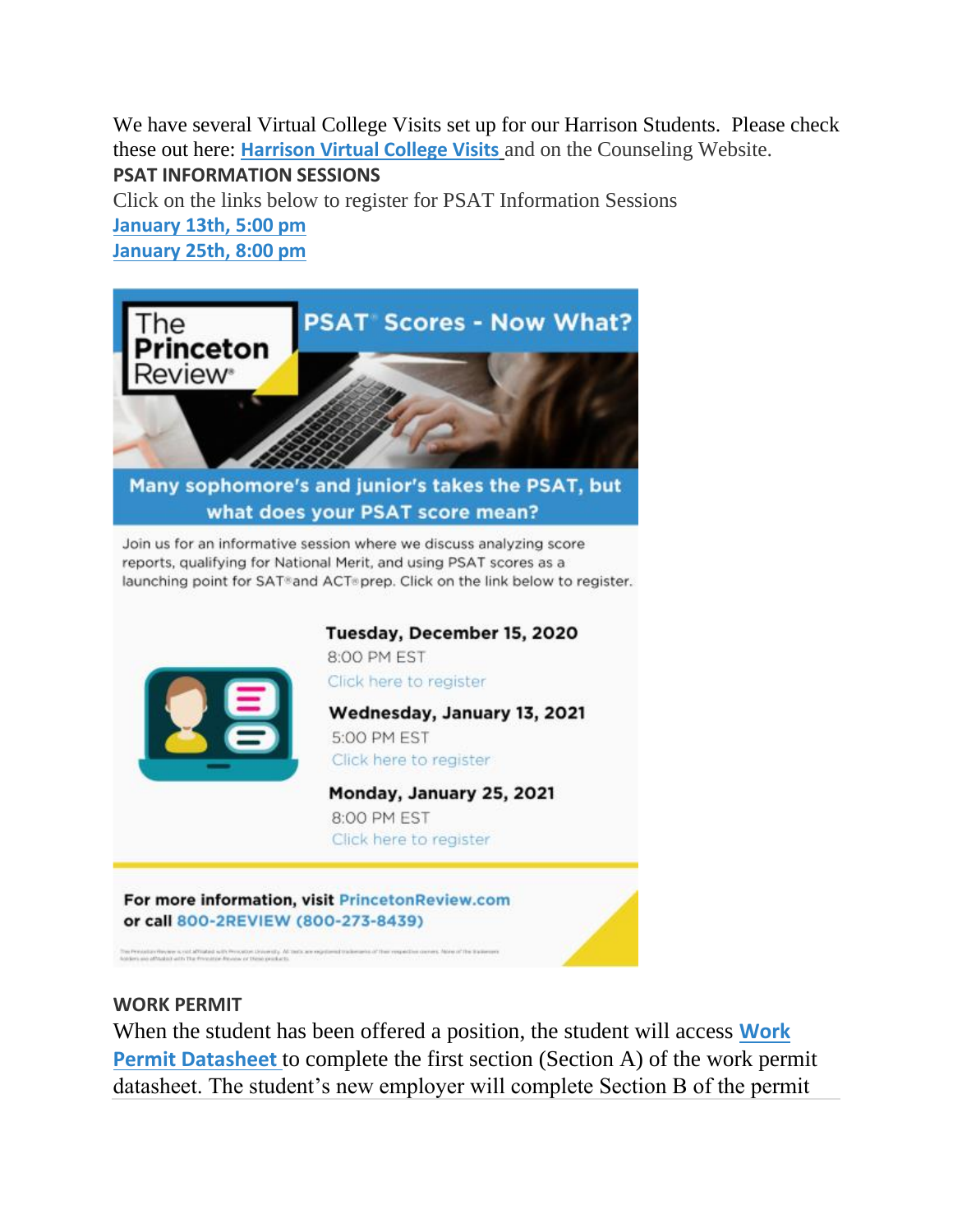We have several Virtual College Visits set up for our Harrison Students. Please check these out here: **Harrison Virtual College Visits** and on the Counseling Website.

**PSAT INFORMATION SESSIONS**

Click on the links below to register for PSAT Information Sessions

**January 13th, 5:00 pm**

**January 25th, 8:00 pm**

The Princeton Review®

**PSAT® Scores - Now What?**

**Many sophomore's and junior's takes the PSAT, but what does your PSAT score mean?**

Join us for an informative session where we discuss analyzing score reports, qualifying for National Merit, and using PSAT scores as a launching point for SAT® and ACT® prep. Click on the link below to register.

**Tuesday, December 15, 2020**
8:00 PM EST
Click here to register

**Wednesday, January 13, 2021**
5:00 PM EST
Click here to register

**Monday, January 25, 2021**
8:00 PM EST
Click here to register

**For more information, visit** PrincetonReview.com **or call** 800-2REVIEW (800-273-8439)

**WORK PERMIT**

When the student has been offered a position, the student will access **Work Permit Datasheet** to complete the first section (Section A) of the work permit datasheet. The student's new employer will complete Section B of the permit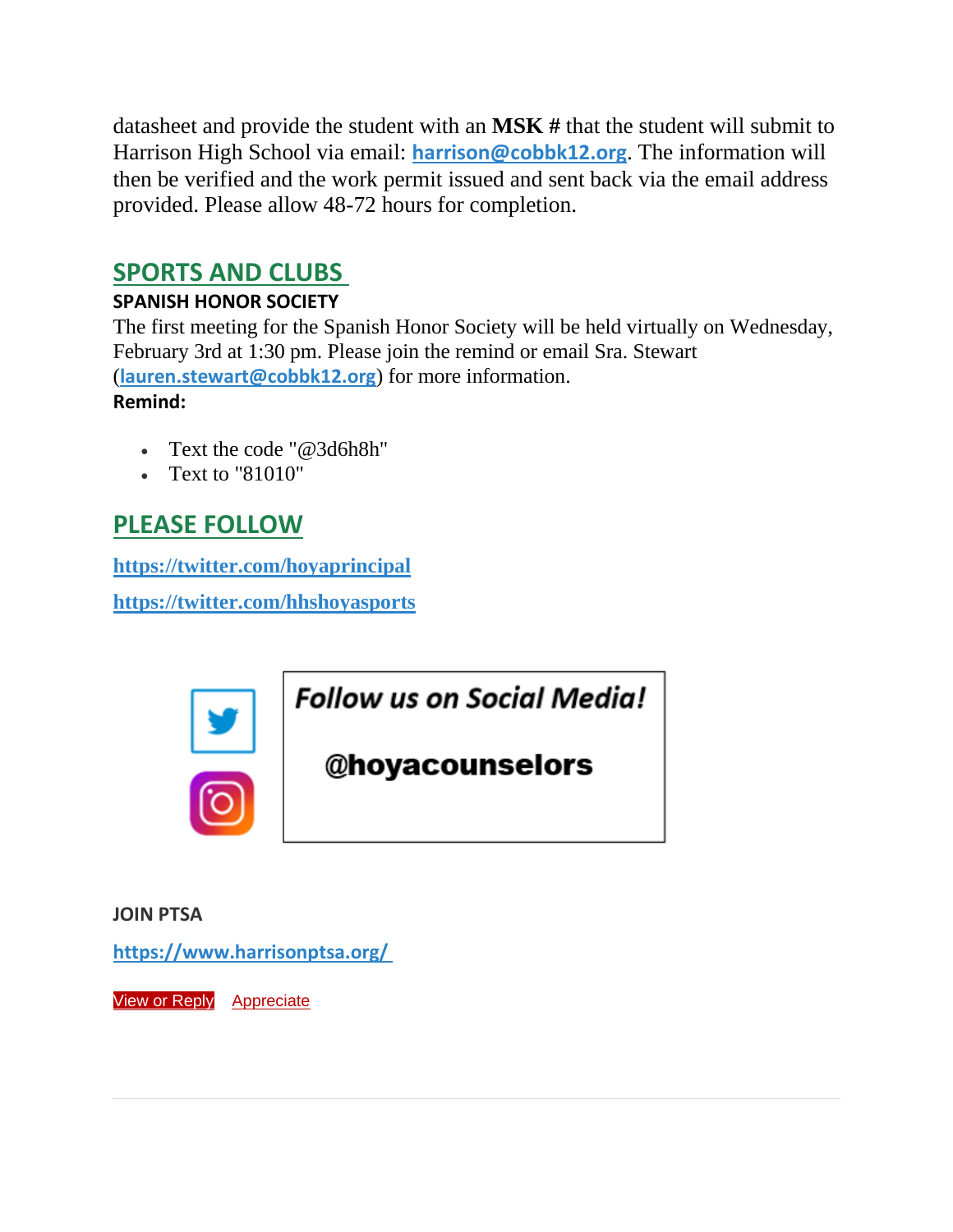datasheet and provide the student with an **MSK #** that the student will submit to Harrison High School via email: harrison@cobbk12.org. The information will then be verified and the work permit issued and sent back via the email address provided. Please allow 48-72 hours for completion.

## SPORTS AND CLUBS

### SPANISH HONOR SOCIETY

The first meeting for the Spanish Honor Society will be held virtually on Wednesday, February 3rd at 1:30 pm. Please join the remind or email Sra. Stewart (lauren.stewart@cobbk12.org) for more information.

**Remind:**

- Text the code "@3d6h8h"
- Text to "81010"

## PLEASE FOLLOW

https://twitter.com/hoyaprincipal

https://twitter.com/hhshoyasports

*Follow us on Social Media!*

**@hoyacounselors**

**JOIN PTSA**

https://www.harrisonptsa.org/

View or Reply Appreciate